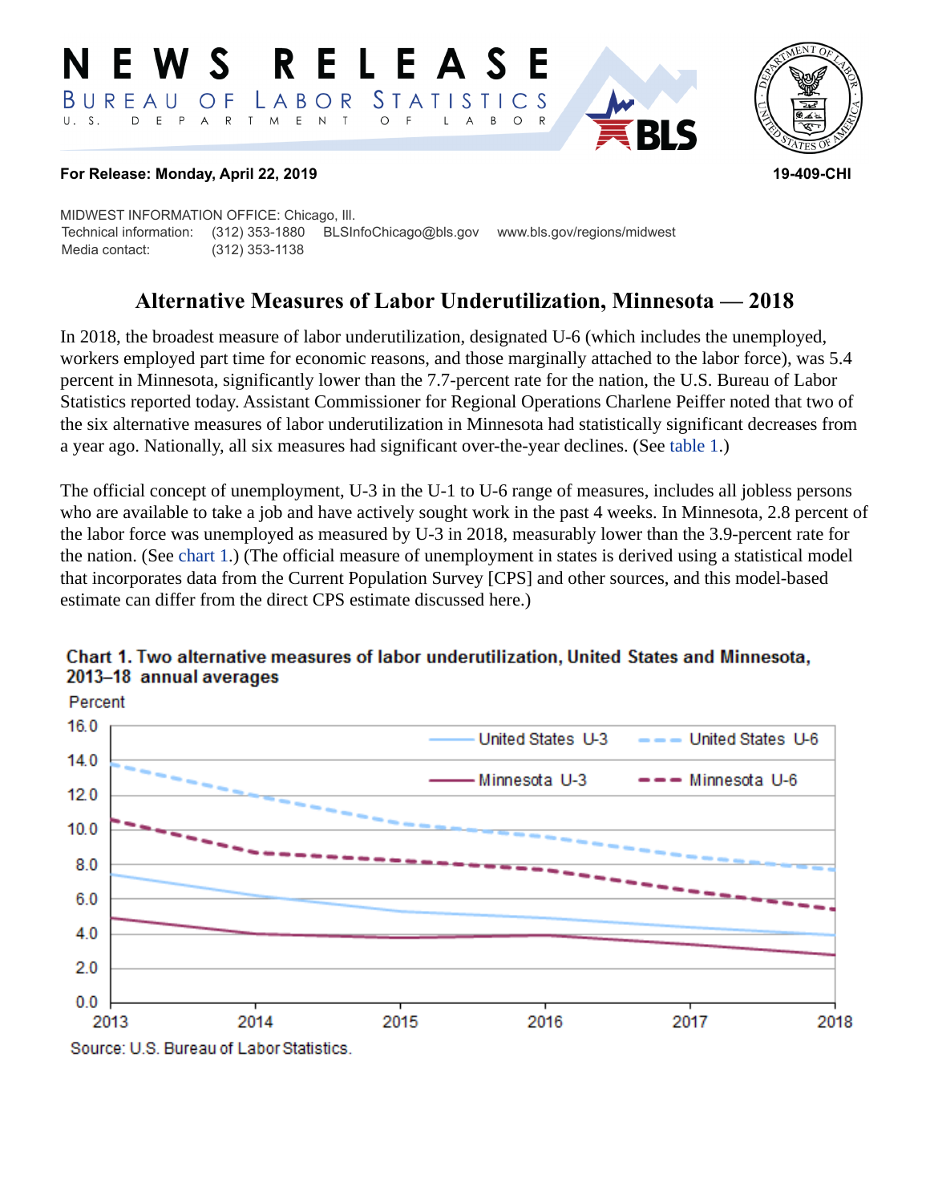# NEWS RELEASE

BUREAU OF LABOR STATISTICS

U. S. DEPARTMENT OF LABOR

**For Release: Monday, April 22, 2019** **19-409-CHI**

MIDWEST INFORMATION OFFICE: Chicago, Ill.
Technical information: (312) 353-1880 BLSInfoChicago@bls.gov www.bls.gov/regions/midwest
Media contact: (312) 353-1138

## Alternative Measures of Labor Underutilization, Minnesota — 2018

In 2018, the broadest measure of labor underutilization, designated U-6 (which includes the unemployed, workers employed part time for economic reasons, and those marginally attached to the labor force), was 5.4 percent in Minnesota, significantly lower than the 7.7-percent rate for the nation, the U.S. Bureau of Labor Statistics reported today. Assistant Commissioner for Regional Operations Charlene Peiffer noted that two of the six alternative measures of labor underutilization in Minnesota had statistically significant decreases from a year ago. Nationally, all six measures had significant over-the-year declines. (See table 1.)

The official concept of unemployment, U-3 in the U-1 to U-6 range of measures, includes all jobless persons who are available to take a job and have actively sought work in the past 4 weeks. In Minnesota, 2.8 percent of the labor force was unemployed as measured by U-3 in 2018, measurably lower than the 3.9-percent rate for the nation. (See chart 1.) (The official measure of unemployment in states is derived using a statistical model that incorporates data from the Current Population Survey [CPS] and other sources, and this model-based estimate can differ from the direct CPS estimate discussed here.)

**Chart 1. Two alternative measures of labor underutilization, United States and Minnesota, 2013–18 annual averages**

Source: U.S. Bureau of Labor Statistics.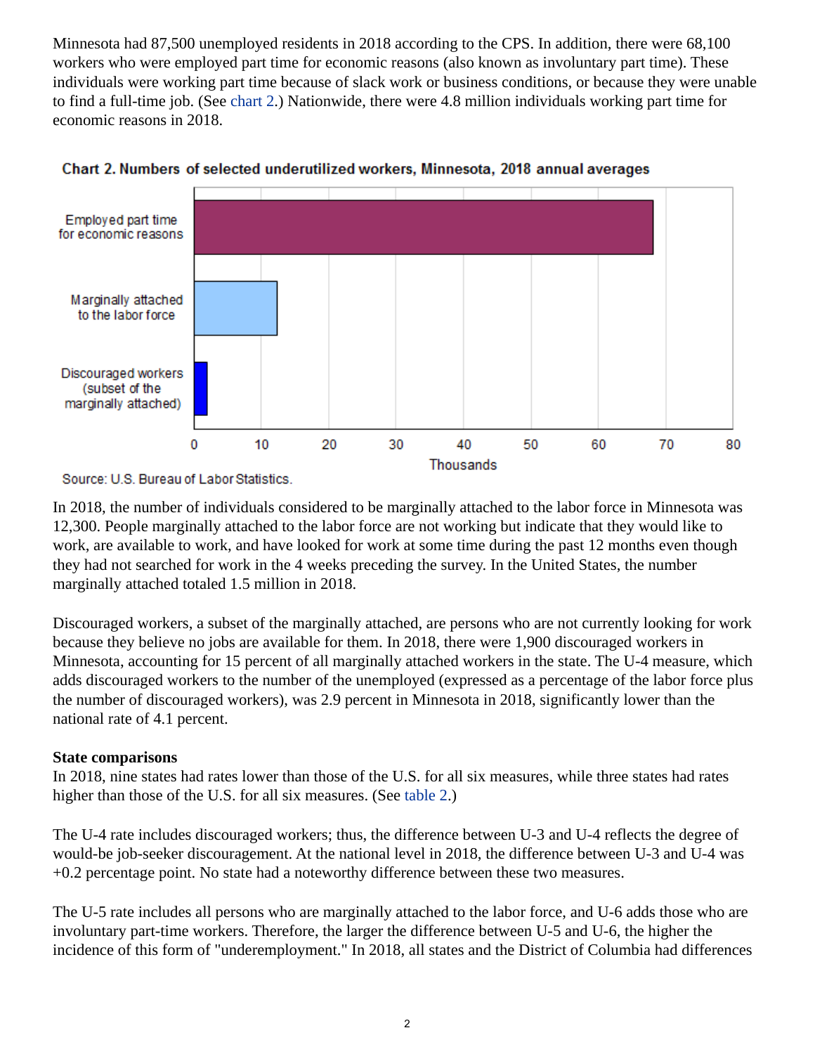Minnesota had 87,500 unemployed residents in 2018 according to the CPS. In addition, there were 68,100 workers who were employed part time for economic reasons (also known as involuntary part time). These individuals were working part time because of slack work or business conditions, or because they were unable to find a full-time job. (See chart 2.) Nationwide, there were 4.8 million individuals working part time for economic reasons in 2018.

**Chart 2. Numbers of selected underutilized workers, Minnesota, 2018 annual averages**

| Category | Thousands |
| --- | --- |
| Employed part time for economic reasons | 68.1 |
| Marginally attached to the labor force | 12.3 |
| Discouraged workers (subset of the marginally attached) | 1.9 |

Source: U.S. Bureau of Labor Statistics.

In 2018, the number of individuals considered to be marginally attached to the labor force in Minnesota was 12,300. People marginally attached to the labor force are not working but indicate that they would like to work, are available to work, and have looked for work at some time during the past 12 months even though they had not searched for work in the 4 weeks preceding the survey. In the United States, the number marginally attached totaled 1.5 million in 2018.

Discouraged workers, a subset of the marginally attached, are persons who are not currently looking for work because they believe no jobs are available for them. In 2018, there were 1,900 discouraged workers in Minnesota, accounting for 15 percent of all marginally attached workers in the state. The U-4 measure, which adds discouraged workers to the number of the unemployed (expressed as a percentage of the labor force plus the number of discouraged workers), was 2.9 percent in Minnesota in 2018, significantly lower than the national rate of 4.1 percent.

**State comparisons**

In 2018, nine states had rates lower than those of the U.S. for all six measures, while three states had rates higher than those of the U.S. for all six measures. (See table 2.)

The U-4 rate includes discouraged workers; thus, the difference between U-3 and U-4 reflects the degree of would-be job-seeker discouragement. At the national level in 2018, the difference between U-3 and U-4 was +0.2 percentage point. No state had a noteworthy difference between these two measures.

The U-5 rate includes all persons who are marginally attached to the labor force, and U-6 adds those who are involuntary part-time workers. Therefore, the larger the difference between U-5 and U-6, the higher the incidence of this form of "underemployment." In 2018, all states and the District of Columbia had differences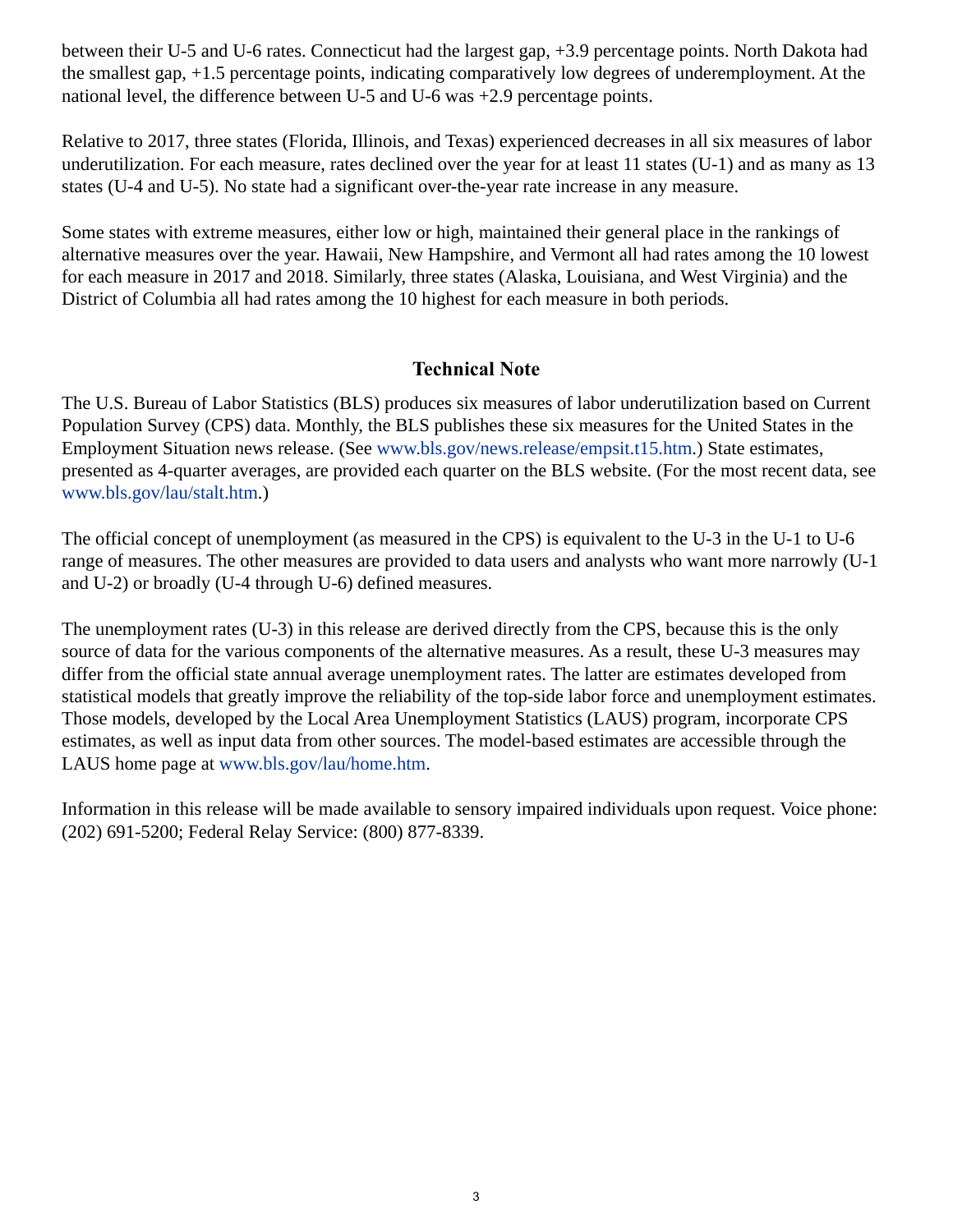between their U-5 and U-6 rates. Connecticut had the largest gap, +3.9 percentage points. North Dakota had the smallest gap, +1.5 percentage points, indicating comparatively low degrees of underemployment. At the national level, the difference between U-5 and U-6 was +2.9 percentage points.

Relative to 2017, three states (Florida, Illinois, and Texas) experienced decreases in all six measures of labor underutilization. For each measure, rates declined over the year for at least 11 states (U-1) and as many as 13 states (U-4 and U-5). No state had a significant over-the-year rate increase in any measure.

Some states with extreme measures, either low or high, maintained their general place in the rankings of alternative measures over the year. Hawaii, New Hampshire, and Vermont all had rates among the 10 lowest for each measure in 2017 and 2018. Similarly, three states (Alaska, Louisiana, and West Virginia) and the District of Columbia all had rates among the 10 highest for each measure in both periods.

## Technical Note

The U.S. Bureau of Labor Statistics (BLS) produces six measures of labor underutilization based on Current Population Survey (CPS) data. Monthly, the BLS publishes these six measures for the United States in the Employment Situation news release. (See www.bls.gov/news.release/empsit.t15.htm.) State estimates, presented as 4-quarter averages, are provided each quarter on the BLS website. (For the most recent data, see www.bls.gov/lau/stalt.htm.)

The official concept of unemployment (as measured in the CPS) is equivalent to the U-3 in the U-1 to U-6 range of measures. The other measures are provided to data users and analysts who want more narrowly (U-1 and U-2) or broadly (U-4 through U-6) defined measures.

The unemployment rates (U-3) in this release are derived directly from the CPS, because this is the only source of data for the various components of the alternative measures. As a result, these U-3 measures may differ from the official state annual average unemployment rates. The latter are estimates developed from statistical models that greatly improve the reliability of the top-side labor force and unemployment estimates. Those models, developed by the Local Area Unemployment Statistics (LAUS) program, incorporate CPS estimates, as well as input data from other sources. The model-based estimates are accessible through the LAUS home page at www.bls.gov/lau/home.htm.

Information in this release will be made available to sensory impaired individuals upon request. Voice phone: (202) 691-5200; Federal Relay Service: (800) 877-8339.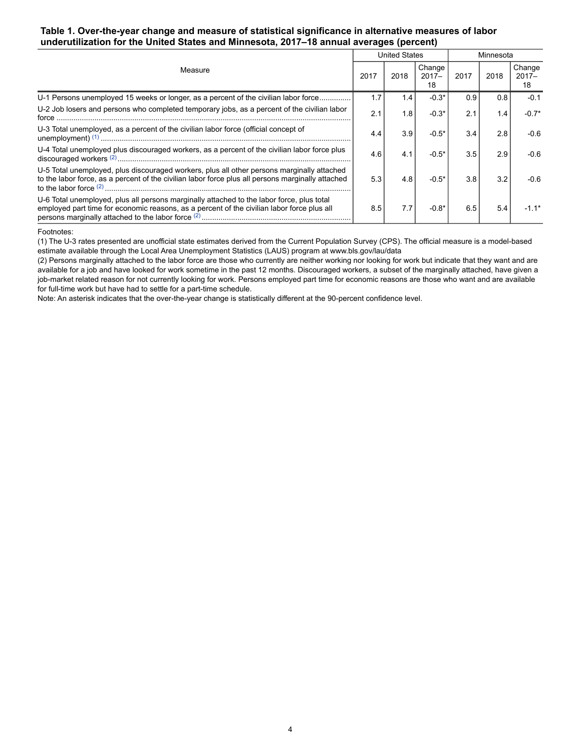**Table 1. Over-the-year change and measure of statistical significance in alternative measures of labor underutilization for the United States and Minnesota, 2017–18 annual averages (percent)**

| Measure | United States | | | Minnesota | | |
|---|---|---|---|---|---|---|
| | 2017 | 2018 | Change 2017–18 | 2017 | 2018 | Change 2017–18 |
| U-1 Persons unemployed 15 weeks or longer, as a percent of the civilian labor force | 1.7 | 1.4 | -0.3* | 0.9 | 0.8 | -0.1 |
| U-2 Job losers and persons who completed temporary jobs, as a percent of the civilian labor force | 2.1 | 1.8 | -0.3* | 2.1 | 1.4 | -0.7* |
| U-3 Total unemployed, as a percent of the civilian labor force (official concept of unemployment) [(1)] | 4.4 | 3.9 | -0.5* | 3.4 | 2.8 | -0.6 |
| U-4 Total unemployed plus discouraged workers, as a percent of the civilian labor force plus discouraged workers [(2)] | 4.6 | 4.1 | -0.5* | 3.5 | 2.9 | -0.6 |
| U-5 Total unemployed, plus discouraged workers, plus all other persons marginally attached to the labor force, as a percent of the civilian labor force plus all persons marginally attached to the labor force [(2)] | 5.3 | 4.8 | -0.5* | 3.8 | 3.2 | -0.6 |
| U-6 Total unemployed, plus all persons marginally attached to the labor force, plus total employed part time for economic reasons, as a percent of the civilian labor force plus all persons marginally attached to the labor force [(2)] | 8.5 | 7.7 | -0.8* | 6.5 | 5.4 | -1.1* |

Footnotes:

(1) The U-3 rates presented are unofficial state estimates derived from the Current Population Survey (CPS). The official measure is a model-based estimate available through the Local Area Unemployment Statistics (LAUS) program at www.bls.gov/lau/data

(2) Persons marginally attached to the labor force are those who currently are neither working nor looking for work but indicate that they want and are available for a job and have looked for work sometime in the past 12 months. Discouraged workers, a subset of the marginally attached, have given a job-market related reason for not currently looking for work. Persons employed part time for economic reasons are those who want and are available for full-time work but have had to settle for a part-time schedule.

Note: An asterisk indicates that the over-the-year change is statistically different at the 90-percent confidence level.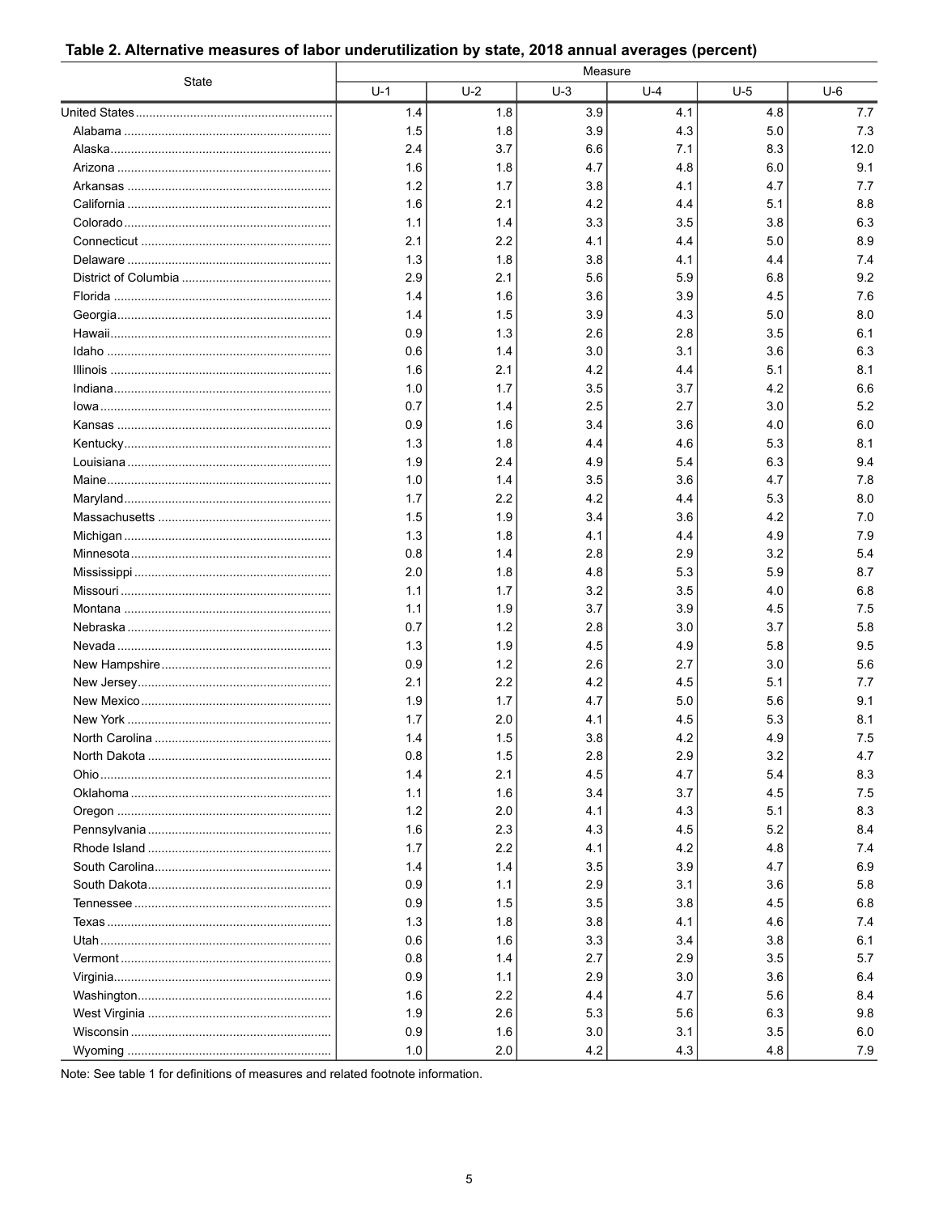**Table 2. Alternative measures of labor underutilization by state, 2018 annual averages (percent)**

| State | Measure | | | | | |
|---|---|---|---|---|---|---|
| | U-1 | U-2 | U-3 | U-4 | U-5 | U-6 |
| United States | 1.4 | 1.8 | 3.9 | 4.1 | 4.8 | 7.7 |
| Alabama | 1.5 | 1.8 | 3.9 | 4.3 | 5.0 | 7.3 |
| Alaska | 2.4 | 3.7 | 6.6 | 7.1 | 8.3 | 12.0 |
| Arizona | 1.6 | 1.8 | 4.7 | 4.8 | 6.0 | 9.1 |
| Arkansas | 1.2 | 1.7 | 3.8 | 4.1 | 4.7 | 7.7 |
| California | 1.6 | 2.1 | 4.2 | 4.4 | 5.1 | 8.8 |
| Colorado | 1.1 | 1.4 | 3.3 | 3.5 | 3.8 | 6.3 |
| Connecticut | 2.1 | 2.2 | 4.1 | 4.4 | 5.0 | 8.9 |
| Delaware | 1.3 | 1.8 | 3.8 | 4.1 | 4.4 | 7.4 |
| District of Columbia | 2.9 | 2.1 | 5.6 | 5.9 | 6.8 | 9.2 |
| Florida | 1.4 | 1.6 | 3.6 | 3.9 | 4.5 | 7.6 |
| Georgia | 1.4 | 1.5 | 3.9 | 4.3 | 5.0 | 8.0 |
| Hawaii | 0.9 | 1.3 | 2.6 | 2.8 | 3.5 | 6.1 |
| Idaho | 0.6 | 1.4 | 3.0 | 3.1 | 3.6 | 6.3 |
| Illinois | 1.6 | 2.1 | 4.2 | 4.4 | 5.1 | 8.1 |
| Indiana | 1.0 | 1.7 | 3.5 | 3.7 | 4.2 | 6.6 |
| Iowa | 0.7 | 1.4 | 2.5 | 2.7 | 3.0 | 5.2 |
| Kansas | 0.9 | 1.6 | 3.4 | 3.6 | 4.0 | 6.0 |
| Kentucky | 1.3 | 1.8 | 4.4 | 4.6 | 5.3 | 8.1 |
| Louisiana | 1.9 | 2.4 | 4.9 | 5.4 | 6.3 | 9.4 |
| Maine | 1.0 | 1.4 | 3.5 | 3.6 | 4.7 | 7.8 |
| Maryland | 1.7 | 2.2 | 4.2 | 4.4 | 5.3 | 8.0 |
| Massachusetts | 1.5 | 1.9 | 3.4 | 3.6 | 4.2 | 7.0 |
| Michigan | 1.3 | 1.8 | 4.1 | 4.4 | 4.9 | 7.9 |
| Minnesota | 0.8 | 1.4 | 2.8 | 2.9 | 3.2 | 5.4 |
| Mississippi | 2.0 | 1.8 | 4.8 | 5.3 | 5.9 | 8.7 |
| Missouri | 1.1 | 1.7 | 3.2 | 3.5 | 4.0 | 6.8 |
| Montana | 1.1 | 1.9 | 3.7 | 3.9 | 4.5 | 7.5 |
| Nebraska | 0.7 | 1.2 | 2.8 | 3.0 | 3.7 | 5.8 |
| Nevada | 1.3 | 1.9 | 4.5 | 4.9 | 5.8 | 9.5 |
| New Hampshire | 0.9 | 1.2 | 2.6 | 2.7 | 3.0 | 5.6 |
| New Jersey | 2.1 | 2.2 | 4.2 | 4.5 | 5.1 | 7.7 |
| New Mexico | 1.9 | 1.7 | 4.7 | 5.0 | 5.6 | 9.1 |
| New York | 1.7 | 2.0 | 4.1 | 4.5 | 5.3 | 8.1 |
| North Carolina | 1.4 | 1.5 | 3.8 | 4.2 | 4.9 | 7.5 |
| North Dakota | 0.8 | 1.5 | 2.8 | 2.9 | 3.2 | 4.7 |
| Ohio | 1.4 | 2.1 | 4.5 | 4.7 | 5.4 | 8.3 |
| Oklahoma | 1.1 | 1.6 | 3.4 | 3.7 | 4.5 | 7.5 |
| Oregon | 1.2 | 2.0 | 4.1 | 4.3 | 5.1 | 8.3 |
| Pennsylvania | 1.6 | 2.3 | 4.3 | 4.5 | 5.2 | 8.4 |
| Rhode Island | 1.7 | 2.2 | 4.1 | 4.2 | 4.8 | 7.4 |
| South Carolina | 1.4 | 1.4 | 3.5 | 3.9 | 4.7 | 6.9 |
| South Dakota | 0.9 | 1.1 | 2.9 | 3.1 | 3.6 | 5.8 |
| Tennessee | 0.9 | 1.5 | 3.5 | 3.8 | 4.5 | 6.8 |
| Texas | 1.3 | 1.8 | 3.8 | 4.1 | 4.6 | 7.4 |
| Utah | 0.6 | 1.6 | 3.3 | 3.4 | 3.8 | 6.1 |
| Vermont | 0.8 | 1.4 | 2.7 | 2.9 | 3.5 | 5.7 |
| Virginia | 0.9 | 1.1 | 2.9 | 3.0 | 3.6 | 6.4 |
| Washington | 1.6 | 2.2 | 4.4 | 4.7 | 5.6 | 8.4 |
| West Virginia | 1.9 | 2.6 | 5.3 | 5.6 | 6.3 | 9.8 |
| Wisconsin | 0.9 | 1.6 | 3.0 | 3.1 | 3.5 | 6.0 |
| Wyoming | 1.0 | 2.0 | 4.2 | 4.3 | 4.8 | 7.9 |

Note: See table 1 for definitions of measures and related footnote information.